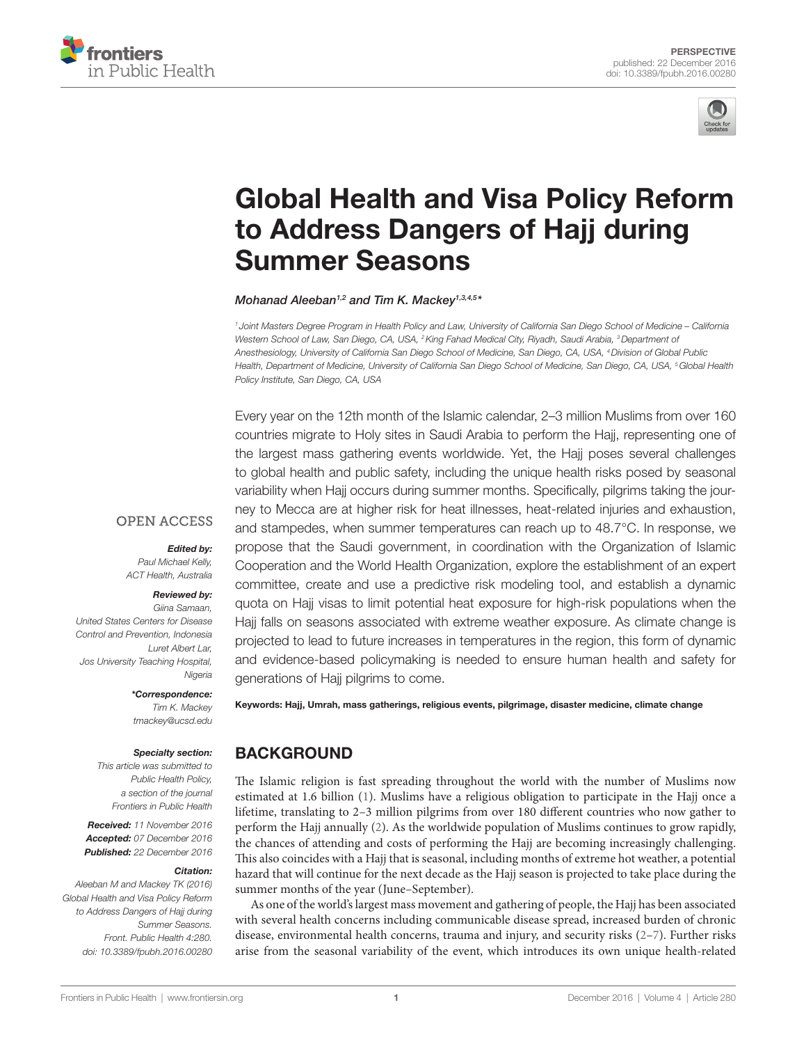PERSPECTIVE
published: 22 December 2016
doi: 10.3389/fpubh.2016.00280

# Global Health and Visa Policy Reform to Address Dangers of Hajj during Summer Seasons

*Mohanad Aleeban[1,2] and Tim K. Mackey[1,3,4,5]\**

[1] Joint Masters Degree Program in Health Policy and Law, University of California San Diego School of Medicine – California Western School of Law, San Diego, CA, USA, [2] King Fahad Medical City, Riyadh, Saudi Arabia, [3] Department of Anesthesiology, University of California San Diego School of Medicine, San Diego, CA, USA, [4] Division of Global Public Health, Department of Medicine, University of California San Diego School of Medicine, San Diego, CA, USA, [5] Global Health Policy Institute, San Diego, CA, USA

Every year on the 12th month of the Islamic calendar, 2–3 million Muslims from over 160 countries migrate to Holy sites in Saudi Arabia to perform the Hajj, representing one of the largest mass gathering events worldwide. Yet, the Hajj poses several challenges to global health and public safety, including the unique health risks posed by seasonal variability when Hajj occurs during summer months. Specifically, pilgrims taking the journey to Mecca are at higher risk for heat illnesses, heat-related injuries and exhaustion, and stampedes, when summer temperatures can reach up to 48.7°C. In response, we propose that the Saudi government, in coordination with the Organization of Islamic Cooperation and the World Health Organization, explore the establishment of an expert committee, create and use a predictive risk modeling tool, and establish a dynamic quota on Hajj visas to limit potential heat exposure for high-risk populations when the Hajj falls on seasons associated with extreme weather exposure. As climate change is projected to lead to future increases in temperatures in the region, this form of dynamic and evidence-based policymaking is needed to ensure human health and safety for generations of Hajj pilgrims to come.

**Keywords: Hajj, Umrah, mass gatherings, religious events, pilgrimage, disaster medicine, climate change**

OPEN ACCESS

***Edited by:***
*Paul Michael Kelly, ACT Health, Australia*

***Reviewed by:***
*Giina Samaan, United States Centers for Disease Control and Prevention, Indonesia*
*Luret Albert Lar, Jos University Teaching Hospital, Nigeria*

***\*Correspondence:***
*Tim K. Mackey*
*tmackey@ucsd.edu*

***Specialty section:***
*This article was submitted to Public Health Policy, a section of the journal Frontiers in Public Health*

***Received:*** *11 November 2016*
***Accepted:*** *07 December 2016*
***Published:*** *22 December 2016*

***Citation:***
*Aleeban M and Mackey TK (2016) Global Health and Visa Policy Reform to Address Dangers of Hajj during Summer Seasons. Front. Public Health 4:280. doi: 10.3389/fpubh.2016.00280*

## BACKGROUND

The Islamic religion is fast spreading throughout the world with the number of Muslims now estimated at 1.6 billion (1). Muslims have a religious obligation to participate in the Hajj once a lifetime, translating to 2–3 million pilgrims from over 180 different countries who now gather to perform the Hajj annually (2). As the worldwide population of Muslims continues to grow rapidly, the chances of attending and costs of performing the Hajj are becoming increasingly challenging. This also coincides with a Hajj that is seasonal, including months of extreme hot weather, a potential hazard that will continue for the next decade as the Hajj season is projected to take place during the summer months of the year (June–September).

As one of the world's largest mass movement and gathering of people, the Hajj has been associated with several health concerns including communicable disease spread, increased burden of chronic disease, environmental health concerns, trauma and injury, and security risks (2–7). Further risks arise from the seasonal variability of the event, which introduces its own unique health-related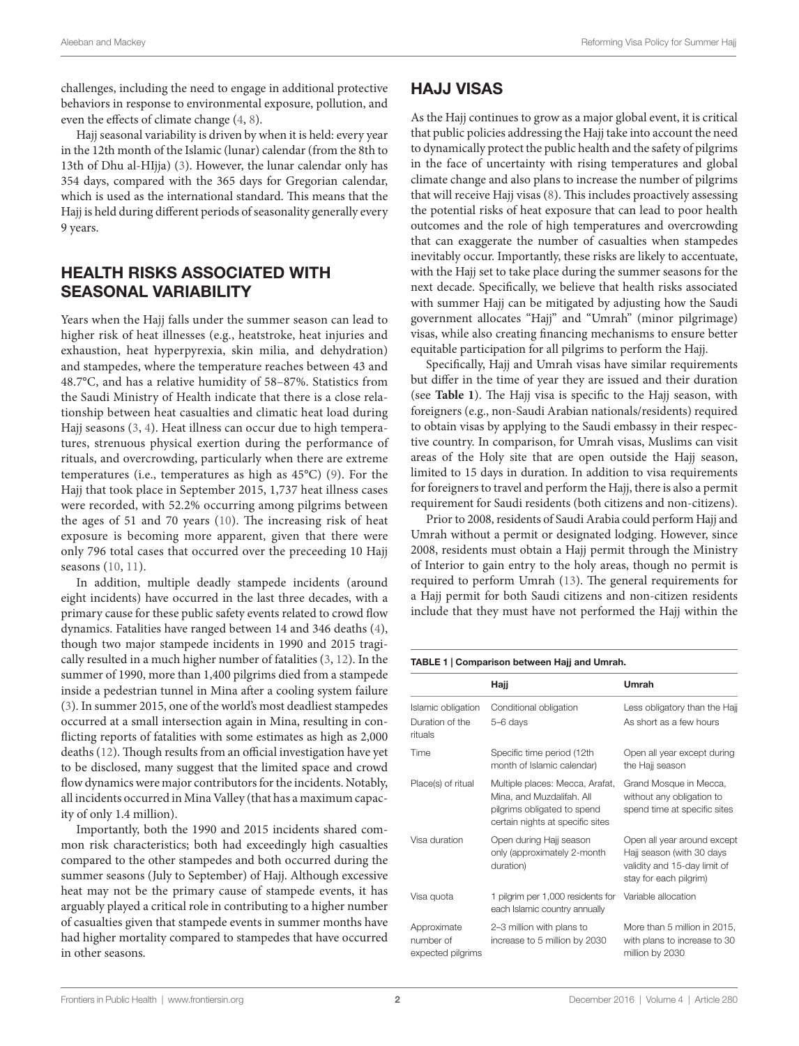challenges, including the need to engage in additional protective behaviors in response to environmental exposure, pollution, and even the effects of climate change (4, 8).

Hajj seasonal variability is driven by when it is held: every year in the 12th month of the Islamic (lunar) calendar (from the 8th to 13th of Dhu al-HIjja) (3). However, the lunar calendar only has 354 days, compared with the 365 days for Gregorian calendar, which is used as the international standard. This means that the Hajj is held during different periods of seasonality generally every 9 years.

## HEALTH RISKS ASSOCIATED WITH SEASONAL VARIABILITY

Years when the Hajj falls under the summer season can lead to higher risk of heat illnesses (e.g., heatstroke, heat injuries and exhaustion, heat hyperpyrexia, skin milia, and dehydration) and stampedes, where the temperature reaches between 43 and 48.7°C, and has a relative humidity of 58–87%. Statistics from the Saudi Ministry of Health indicate that there is a close relationship between heat casualties and climatic heat load during Hajj seasons (3, 4). Heat illness can occur due to high temperatures, strenuous physical exertion during the performance of rituals, and overcrowding, particularly when there are extreme temperatures (i.e., temperatures as high as 45°C) (9). For the Hajj that took place in September 2015, 1,737 heat illness cases were recorded, with 52.2% occurring among pilgrims between the ages of 51 and 70 years (10). The increasing risk of heat exposure is becoming more apparent, given that there were only 796 total cases that occurred over the preceeding 10 Hajj seasons (10, 11).

In addition, multiple deadly stampede incidents (around eight incidents) have occurred in the last three decades, with a primary cause for these public safety events related to crowd flow dynamics. Fatalities have ranged between 14 and 346 deaths (4), though two major stampede incidents in 1990 and 2015 tragically resulted in a much higher number of fatalities (3, 12). In the summer of 1990, more than 1,400 pilgrims died from a stampede inside a pedestrian tunnel in Mina after a cooling system failure (3). In summer 2015, one of the world's most deadliest stampedes occurred at a small intersection again in Mina, resulting in conflicting reports of fatalities with some estimates as high as 2,000 deaths (12). Though results from an official investigation have yet to be disclosed, many suggest that the limited space and crowd flow dynamics were major contributors for the incidents. Notably, all incidents occurred in Mina Valley (that has a maximum capacity of only 1.4 million).

Importantly, both the 1990 and 2015 incidents shared common risk characteristics; both had exceedingly high casualties compared to the other stampedes and both occurred during the summer seasons (July to September) of Hajj. Although excessive heat may not be the primary cause of stampede events, it has arguably played a critical role in contributing to a higher number of casualties given that stampede events in summer months have had higher mortality compared to stampedes that have occurred in other seasons.

## HAJJ VISAS

As the Hajj continues to grow as a major global event, it is critical that public policies addressing the Hajj take into account the need to dynamically protect the public health and the safety of pilgrims in the face of uncertainty with rising temperatures and global climate change and also plans to increase the number of pilgrims that will receive Hajj visas (8). This includes proactively assessing the potential risks of heat exposure that can lead to poor health outcomes and the role of high temperatures and overcrowding that can exaggerate the number of casualties when stampedes inevitably occur. Importantly, these risks are likely to accentuate, with the Hajj set to take place during the summer seasons for the next decade. Specifically, we believe that health risks associated with summer Hajj can be mitigated by adjusting how the Saudi government allocates "Hajj" and "Umrah" (minor pilgrimage) visas, while also creating financing mechanisms to ensure better equitable participation for all pilgrims to perform the Hajj.

Specifically, Hajj and Umrah visas have similar requirements but differ in the time of year they are issued and their duration (see **Table 1**). The Hajj visa is specific to the Hajj season, with foreigners (e.g., non-Saudi Arabian nationals/residents) required to obtain visas by applying to the Saudi embassy in their respective country. In comparison, for Umrah visas, Muslims can visit areas of the Holy site that are open outside the Hajj season, limited to 15 days in duration. In addition to visa requirements for foreigners to travel and perform the Hajj, there is also a permit requirement for Saudi residents (both citizens and non-citizens).

Prior to 2008, residents of Saudi Arabia could perform Hajj and Umrah without a permit or designated lodging. However, since 2008, residents must obtain a Hajj permit through the Ministry of Interior to gain entry to the holy areas, though no permit is required to perform Umrah (13). The general requirements for a Hajj permit for both Saudi citizens and non-citizen residents include that they must have not performed the Hajj within the

**TABLE 1 | Comparison between Hajj and Umrah.**

| | Hajj | Umrah |
|---|---|---|
| Islamic obligation | Conditional obligation | Less obligatory than the Hajj |
| Duration of the rituals | 5–6 days | As short as a few hours |
| Time | Specific time period (12th month of Islamic calendar) | Open all year except during the Hajj season |
| Place(s) of ritual | Multiple places: Mecca, Arafat, Mina, and Muzdalifah. All pilgrims obligated to spend certain nights at specific sites | Grand Mosque in Mecca, without any obligation to spend time at specific sites |
| Visa duration | Open during Hajj season only (approximately 2-month duration) | Open all year around except Hajj season (with 30 days validity and 15-day limit of stay for each pilgrim) |
| Visa quota | 1 pilgrim per 1,000 residents for each Islamic country annually | Variable allocation |
| Approximate number of expected pilgrims | 2–3 million with plans to increase to 5 million by 2030 | More than 5 million in 2015, with plans to increase to 30 million by 2030 |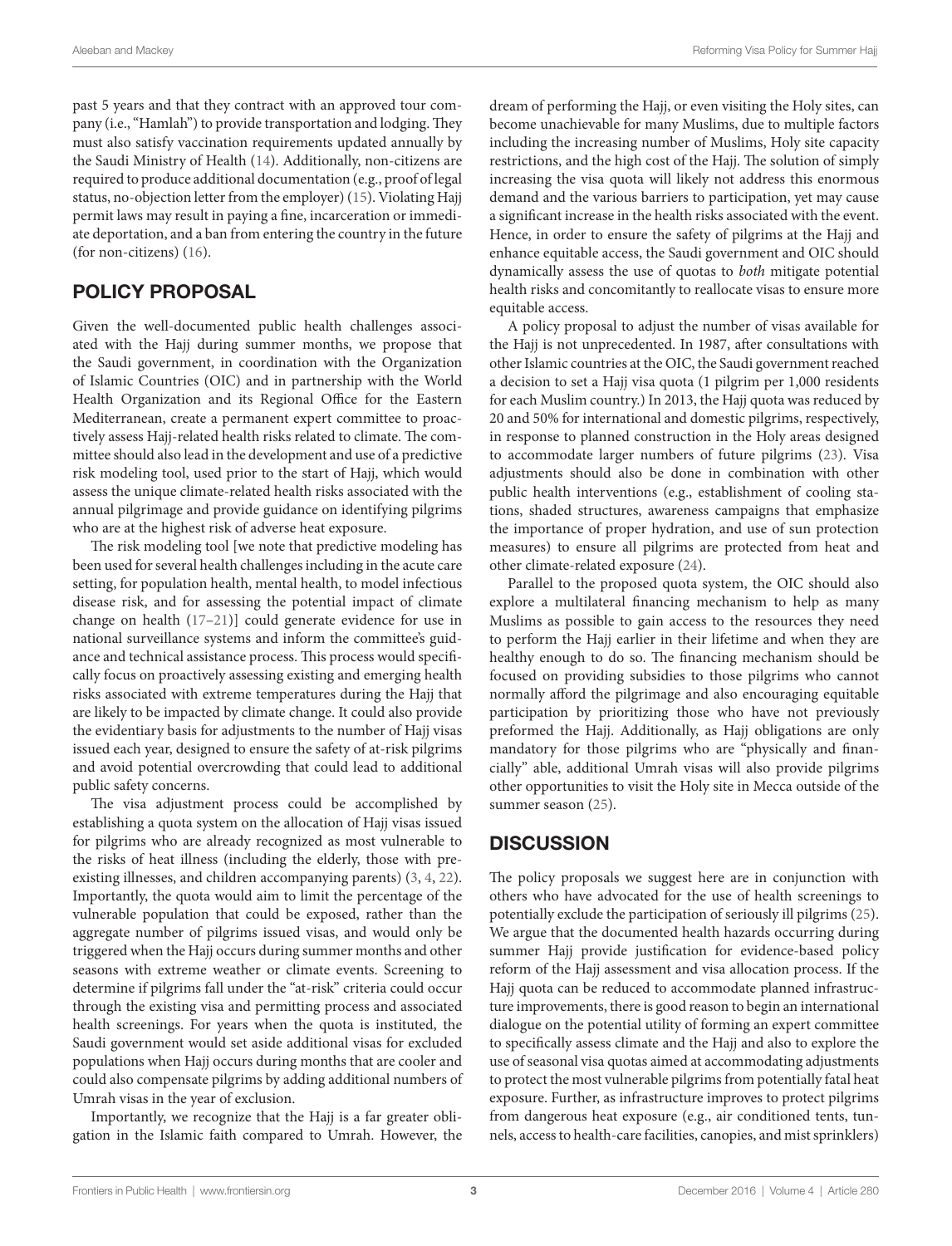past 5 years and that they contract with an approved tour company (i.e., "Hamlah") to provide transportation and lodging. They must also satisfy vaccination requirements updated annually by the Saudi Ministry of Health (14). Additionally, non-citizens are required to produce additional documentation (e.g., proof of legal status, no-objection letter from the employer) (15). Violating Hajj permit laws may result in paying a fine, incarceration or immediate deportation, and a ban from entering the country in the future (for non-citizens) (16).

## POLICY PROPOSAL

Given the well-documented public health challenges associated with the Hajj during summer months, we propose that the Saudi government, in coordination with the Organization of Islamic Countries (OIC) and in partnership with the World Health Organization and its Regional Office for the Eastern Mediterranean, create a permanent expert committee to proactively assess Hajj-related health risks related to climate. The committee should also lead in the development and use of a predictive risk modeling tool, used prior to the start of Hajj, which would assess the unique climate-related health risks associated with the annual pilgrimage and provide guidance on identifying pilgrims who are at the highest risk of adverse heat exposure.

The risk modeling tool [we note that predictive modeling has been used for several health challenges including in the acute care setting, for population health, mental health, to model infectious disease risk, and for assessing the potential impact of climate change on health (17–21)] could generate evidence for use in national surveillance systems and inform the committee's guidance and technical assistance process. This process would specifically focus on proactively assessing existing and emerging health risks associated with extreme temperatures during the Hajj that are likely to be impacted by climate change. It could also provide the evidentiary basis for adjustments to the number of Hajj visas issued each year, designed to ensure the safety of at-risk pilgrims and avoid potential overcrowding that could lead to additional public safety concerns.

The visa adjustment process could be accomplished by establishing a quota system on the allocation of Hajj visas issued for pilgrims who are already recognized as most vulnerable to the risks of heat illness (including the elderly, those with pre-existing illnesses, and children accompanying parents) (3, 4, 22). Importantly, the quota would aim to limit the percentage of the vulnerable population that could be exposed, rather than the aggregate number of pilgrims issued visas, and would only be triggered when the Hajj occurs during summer months and other seasons with extreme weather or climate events. Screening to determine if pilgrims fall under the "at-risk" criteria could occur through the existing visa and permitting process and associated health screenings. For years when the quota is instituted, the Saudi government would set aside additional visas for excluded populations when Hajj occurs during months that are cooler and could also compensate pilgrims by adding additional numbers of Umrah visas in the year of exclusion.

Importantly, we recognize that the Hajj is a far greater obligation in the Islamic faith compared to Umrah. However, the dream of performing the Hajj, or even visiting the Holy sites, can become unachievable for many Muslims, due to multiple factors including the increasing number of Muslims, Holy site capacity restrictions, and the high cost of the Hajj. The solution of simply increasing the visa quota will likely not address this enormous demand and the various barriers to participation, yet may cause a significant increase in the health risks associated with the event. Hence, in order to ensure the safety of pilgrims at the Hajj and enhance equitable access, the Saudi government and OIC should dynamically assess the use of quotas to *both* mitigate potential health risks and concomitantly to reallocate visas to ensure more equitable access.

A policy proposal to adjust the number of visas available for the Hajj is not unprecedented. In 1987, after consultations with other Islamic countries at the OIC, the Saudi government reached a decision to set a Hajj visa quota (1 pilgrim per 1,000 residents for each Muslim country.) In 2013, the Hajj quota was reduced by 20 and 50% for international and domestic pilgrims, respectively, in response to planned construction in the Holy areas designed to accommodate larger numbers of future pilgrims (23). Visa adjustments should also be done in combination with other public health interventions (e.g., establishment of cooling stations, shaded structures, awareness campaigns that emphasize the importance of proper hydration, and use of sun protection measures) to ensure all pilgrims are protected from heat and other climate-related exposure (24).

Parallel to the proposed quota system, the OIC should also explore a multilateral financing mechanism to help as many Muslims as possible to gain access to the resources they need to perform the Hajj earlier in their lifetime and when they are healthy enough to do so. The financing mechanism should be focused on providing subsidies to those pilgrims who cannot normally afford the pilgrimage and also encouraging equitable participation by prioritizing those who have not previously preformed the Hajj. Additionally, as Hajj obligations are only mandatory for those pilgrims who are "physically and financially" able, additional Umrah visas will also provide pilgrims other opportunities to visit the Holy site in Mecca outside of the summer season (25).

## DISCUSSION

The policy proposals we suggest here are in conjunction with others who have advocated for the use of health screenings to potentially exclude the participation of seriously ill pilgrims (25). We argue that the documented health hazards occurring during summer Hajj provide justification for evidence-based policy reform of the Hajj assessment and visa allocation process. If the Hajj quota can be reduced to accommodate planned infrastructure improvements, there is good reason to begin an international dialogue on the potential utility of forming an expert committee to specifically assess climate and the Hajj and also to explore the use of seasonal visa quotas aimed at accommodating adjustments to protect the most vulnerable pilgrims from potentially fatal heat exposure. Further, as infrastructure improves to protect pilgrims from dangerous heat exposure (e.g., air conditioned tents, tunnels, access to health-care facilities, canopies, and mist sprinklers)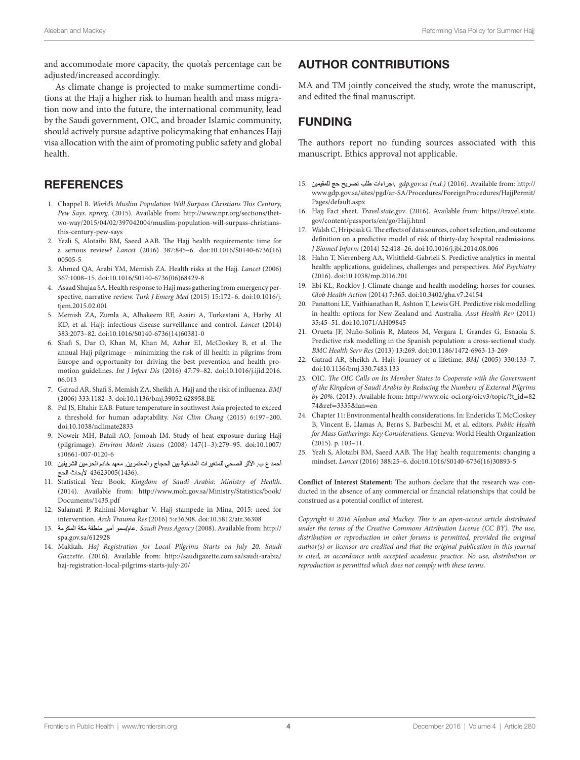and accommodate more capacity, the quota's percentage can be adjusted/increased accordingly.

As climate change is projected to make summertime conditions at the Hajj a higher risk to human health and mass migration now and into the future, the international community, lead by the Saudi government, OIC, and broader Islamic community, should actively pursue adaptive policymaking that enhances Hajj visa allocation with the aim of promoting public safety and global health.

## REFERENCES

1. Chappel B. *World's Muslim Population Will Surpass Christians This Century, Pew Says. nprorg*. (2015). Available from: http://www.npr.org/sections/thetwo-way/2015/04/02/397042004/muslim-population-will-surpass-christians-this-century-pew-says
2. Yezli S, Alotaibi BM, Saeed AAB. The Hajj health requirements: time for a serious review? *Lancet* (2016) 387:845–6. doi:10.1016/S0140-6736(16)00505-5
3. Ahmed QA, Arabi YM, Memish ZA. Health risks at the Hajj. *Lancet* (2006) 367:1008–15. doi:10.1016/S0140-6736(06)68429-8
4. Asaad Shujaa SA. Health response to Hajj mass gathering from emergency perspective, narrative review. *Turk J Emerg Med* (2015) 15:172–6. doi:10.1016/j.tjem.2015.02.001
5. Memish ZA, Zumla A, Alhakeem RF, Assiri A, Turkestani A, Harby Al KD, et al. Hajj: infectious disease surveillance and control. *Lancet* (2014) 383:2073–82. doi:10.1016/S0140-6736(14)60381-0
6. Shafi S, Dar O, Khan M, Khan M, Azhar EI, McCloskey B, et al. The annual Hajj pilgrimage – minimizing the risk of ill health in pilgrims from Europe and opportunity for driving the best prevention and health promotion guidelines. *Int J Infect Dis* (2016) 47:79–82. doi:10.1016/j.ijid.2016.06.013
7. Gatrad AR, Shafi S, Memish ZA, Sheikh A. Hajj and the risk of influenza. *BMJ* (2006) 333:1182–3. doi:10.1136/bmj.39052.628958.BE
8. Pal JS, Eltahir EAB. Future temperature in southwest Asia projected to exceed a threshold for human adaptability. *Nat Clim Chang* (2015) 6:197–200. doi:10.1038/nclimate2833
9. Noweir MH, Bafail AO, Jomoah IM. Study of heat exposure during Hajj (pilgrimage). *Environ Monit Assess* (2008) 147(1–3):279–95. doi:10.1007/s10661-007-0120-6
10. أحمد ع ب. الأثر الصحي للمتغيرات المناخية بين الحجاج والمعتمرين. معهد خادم الحرمين الشريفين لأبحاث الحج. 43623005(1436).
11. Statistical Year Book. *Kingdom of Saudi Arabia: Ministry of Health*. (2014). Available from: http://www.moh.gov.sa/Ministry/Statistics/book/Documents/1435.pdf
12. Salamati P, Rahimi-Movaghar V. Hajj stampede in Mina, 2015: need for intervention. *Arch Trauma Res* (2016) 5:e36308. doi:10.5812/atr.36308
13. عام/سمو أمير منطقة مكة المكرمة. *Saudi Press Agency* (2008). Available from: http://spa.gov.sa/612928
14. Makkah. *Haj Registration for Local Pilgrims Starts on July 20. Saudi Gazzette*. (2016). Available from: http://saudigazette.com.sa/saudi-arabia/haj-registration-local-pilgrims-starts-july-20/
15. اجراءات طلب تصريح حج للمقيمين. *gdp.gov.sa (n.d.)* (2016). Available from: http://www.gdp.gov.sa/sites/pgd/ar-SA/Procedures/ForeignProcedures/HajjPermit/Pages/default.aspx
16. Hajj Fact sheet. *Travel.state.gov*. (2016). Available from: https://travel.state.gov/content/passports/en/go/Hajj.html
17. Walsh C, Hripcsak G. The effects of data sources, cohort selection, and outcome definition on a predictive model of risk of thirty-day hospital readmissions. *J Biomed Inform* (2014) 52:418–26. doi:10.1016/j.jbi.2014.08.006
18. Hahn T, Nierenberg AA, Whitfield-Gabrieli S. Predictive analytics in mental health: applications, guidelines, challenges and perspectives. *Mol Psychiatry* (2016). doi:10.1038/mp.2016.201
19. Ebi KL, Rocklov J. Climate change and health modeling: horses for courses. *Glob Health Action* (2014) 7:365. doi:10.3402/gha.v7.24154
20. Panattoni LE, Vaithianathan R, Ashton T, Lewis GH. Predictive risk modelling in health: options for New Zealand and Australia. *Aust Health Rev* (2011) 35:45–51. doi:10.1071/AH09845
21. Orueta JF, Nuño-Solinis R, Mateos M, Vergara I, Grandes G, Esnaola S. Predictive risk modelling in the Spanish population: a cross-sectional study. *BMC Health Serv Res* (2013) 13:269. doi:10.1186/1472-6963-13-269
22. Gatrad AR, Sheikh A. Hajj: journey of a lifetime. *BMJ* (2005) 330:133–7. doi:10.1136/bmj.330.7483.133
23. OIC. *The OIC Calls on Its Member States to Cooperate with the Government of the Kingdom of Saudi Arabia by Reducing the Numbers of External Pilgrims by 20%*. (2013). Available from: http://www.oic-oci.org/oicv3/topic/?t_id=8274&ref=3335&lan=en
24. Chapter 11: Environmental health considerations. In: Endericks T, McCloskey B, Vincent E, Llamas A, Berns S, Barbeschi M, et al. editors. *Public Health for Mass Gatherings: Key Considerations*. Geneva: World Health Organization (2015). p. 103–11.
25. Yezli S, Alotaibi BM, Saeed AAB. The Hajj health requirements: changing a mindset. *Lancet* (2016) 388:25–6. doi:10.1016/S0140-6736(16)30893-5

## AUTHOR CONTRIBUTIONS

MA and TM jointly conceived the study, wrote the manuscript, and edited the final manuscript.

## FUNDING

The authors report no funding sources associated with this manuscript. Ethics approval not applicable.

**Conflict of Interest Statement:** The authors declare that the research was conducted in the absence of any commercial or financial relationships that could be construed as a potential conflict of interest.

*Copyright © 2016 Aleeban and Mackey. This is an open-access article distributed under the terms of the Creative Commons Attribution License (CC BY). The use, distribution or reproduction in other forums is permitted, provided the original author(s) or licensor are credited and that the original publication in this journal is cited, in accordance with accepted academic practice. No use, distribution or reproduction is permitted which does not comply with these terms.*